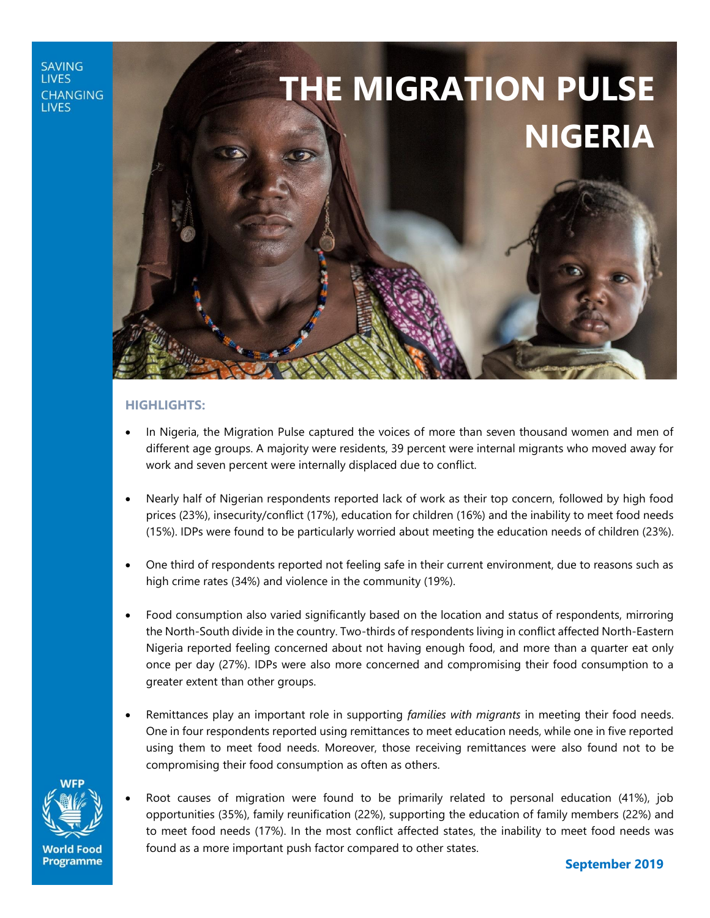SAVING LIVES
CHANGING LIVES

# THE MIGRATION PULSE NIGERIA

### HIGHLIGHTS:

- In Nigeria, the Migration Pulse captured the voices of more than seven thousand women and men of different age groups. A majority were residents, 39 percent were internal migrants who moved away for work and seven percent were internally displaced due to conflict.
- Nearly half of Nigerian respondents reported lack of work as their top concern, followed by high food prices (23%), insecurity/conflict (17%), education for children (16%) and the inability to meet food needs (15%). IDPs were found to be particularly worried about meeting the education needs of children (23%).
- One third of respondents reported not feeling safe in their current environment, due to reasons such as high crime rates (34%) and violence in the community (19%).
- Food consumption also varied significantly based on the location and status of respondents, mirroring the North-South divide in the country. Two-thirds of respondents living in conflict affected North-Eastern Nigeria reported feeling concerned about not having enough food, and more than a quarter eat only once per day (27%). IDPs were also more concerned and compromising their food consumption to a greater extent than other groups.
- Remittances play an important role in supporting *families with migrants* in meeting their food needs. One in four respondents reported using remittances to meet education needs, while one in five reported using them to meet food needs. Moreover, those receiving remittances were also found not to be compromising their food consumption as often as others.
- Root causes of migration were found to be primarily related to personal education (41%), job opportunities (35%), family reunification (22%), supporting the education of family members (22%) and to meet food needs (17%). In the most conflict affected states, the inability to meet food needs was found as a more important push factor compared to other states.

WFP
World Food Programme

**September 2019**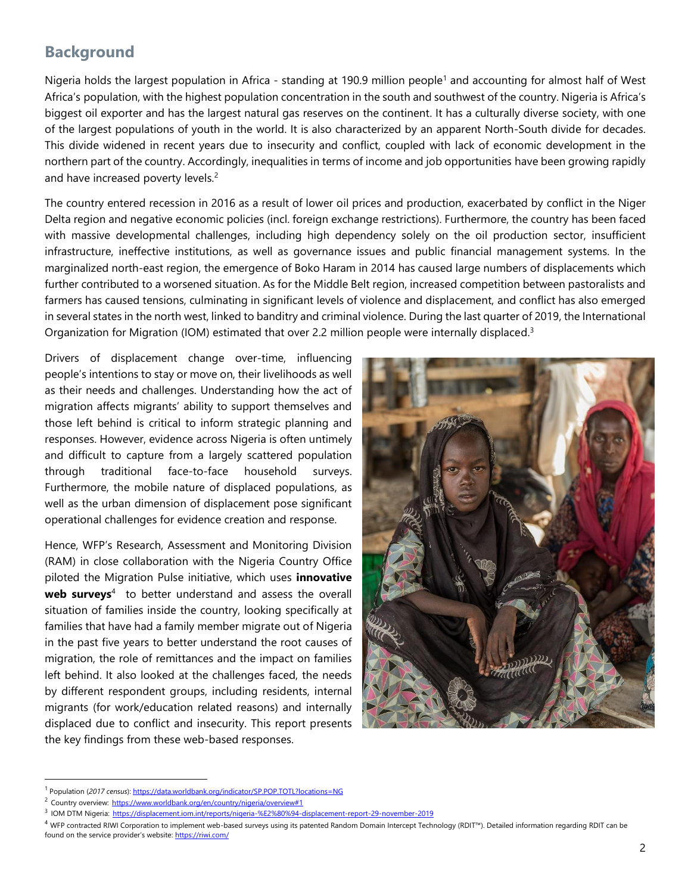## Background

Nigeria holds the largest population in Africa - standing at 190.9 million people[1] and accounting for almost half of West Africa's population, with the highest population concentration in the south and southwest of the country. Nigeria is Africa's biggest oil exporter and has the largest natural gas reserves on the continent. It has a culturally diverse society, with one of the largest populations of youth in the world. It is also characterized by an apparent North-South divide for decades. This divide widened in recent years due to insecurity and conflict, coupled with lack of economic development in the northern part of the country. Accordingly, inequalities in terms of income and job opportunities have been growing rapidly and have increased poverty levels.[2]

The country entered recession in 2016 as a result of lower oil prices and production, exacerbated by conflict in the Niger Delta region and negative economic policies (incl. foreign exchange restrictions). Furthermore, the country has been faced with massive developmental challenges, including high dependency solely on the oil production sector, insufficient infrastructure, ineffective institutions, as well as governance issues and public financial management systems. In the marginalized north-east region, the emergence of Boko Haram in 2014 has caused large numbers of displacements which further contributed to a worsened situation. As for the Middle Belt region, increased competition between pastoralists and farmers has caused tensions, culminating in significant levels of violence and displacement, and conflict has also emerged in several states in the north west, linked to banditry and criminal violence. During the last quarter of 2019, the International Organization for Migration (IOM) estimated that over 2.2 million people were internally displaced.[3]

Drivers of displacement change over-time, influencing people's intentions to stay or move on, their livelihoods as well as their needs and challenges. Understanding how the act of migration affects migrants' ability to support themselves and those left behind is critical to inform strategic planning and responses. However, evidence across Nigeria is often untimely and difficult to capture from a largely scattered population through traditional face-to-face household surveys. Furthermore, the mobile nature of displaced populations, as well as the urban dimension of displacement pose significant operational challenges for evidence creation and response.

Hence, WFP's Research, Assessment and Monitoring Division (RAM) in close collaboration with the Nigeria Country Office piloted the Migration Pulse initiative, which uses **innovative web surveys**[4] to better understand and assess the overall situation of families inside the country, looking specifically at families that have had a family member migrate out of Nigeria in the past five years to better understand the root causes of migration, the role of remittances and the impact on families left behind. It also looked at the challenges faced, the needs by different respondent groups, including residents, internal migrants (for work/education related reasons) and internally displaced due to conflict and insecurity. This report presents the key findings from these web-based responses.

---

[1] Population (*2017 census*): https://data.worldbank.org/indicator/SP.POP.TOTL?locations=NG

[2] Country overview: https://www.worldbank.org/en/country/nigeria/overview#1

[3] IOM DTM Nigeria: https://displacement.iom.int/reports/nigeria-%E2%80%94-displacement-report-29-november-2019

[4] WFP contracted RIWI Corporation to implement web-based surveys using its patented Random Domain Intercept Technology (RDIT™). Detailed information regarding RDIT can be found on the service provider's website: https://riwi.com/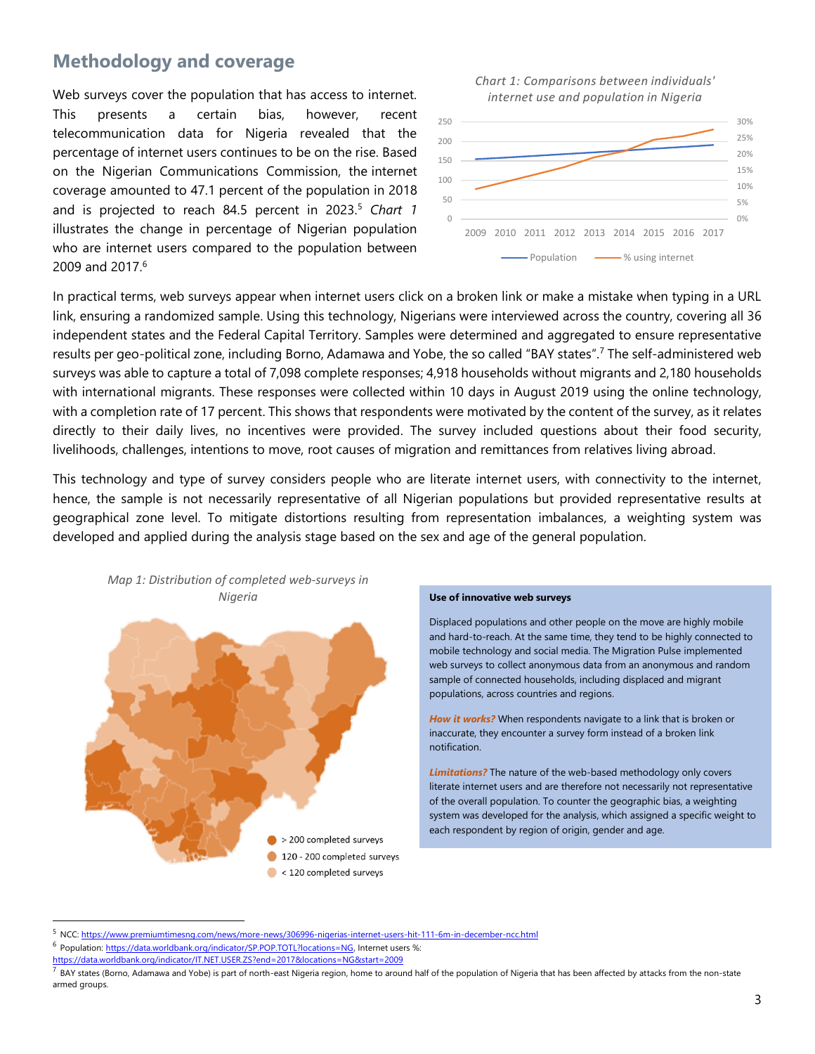## Methodology and coverage

Web surveys cover the population that has access to internet. This presents a certain bias, however, recent telecommunication data for Nigeria revealed that the percentage of internet users continues to be on the rise. Based on the Nigerian Communications Commission, the internet coverage amounted to 47.1 percent of the population in 2018 and is projected to reach 84.5 percent in 2023.[5] *Chart 1* illustrates the change in percentage of Nigerian population who are internet users compared to the population between 2009 and 2017.[6]

*Chart 1: Comparisons between individuals' internet use and population in Nigeria*

In practical terms, web surveys appear when internet users click on a broken link or make a mistake when typing in a URL link, ensuring a randomized sample. Using this technology, Nigerians were interviewed across the country, covering all 36 independent states and the Federal Capital Territory. Samples were determined and aggregated to ensure representative results per geo-political zone, including Borno, Adamawa and Yobe, the so called "BAY states".[7] The self-administered web surveys was able to capture a total of 7,098 complete responses; 4,918 households without migrants and 2,180 households with international migrants. These responses were collected within 10 days in August 2019 using the online technology, with a completion rate of 17 percent. This shows that respondents were motivated by the content of the survey, as it relates directly to their daily lives, no incentives were provided. The survey included questions about their food security, livelihoods, challenges, intentions to move, root causes of migration and remittances from relatives living abroad.

This technology and type of survey considers people who are literate internet users, with connectivity to the internet, hence, the sample is not necessarily representative of all Nigerian populations but provided representative results at geographical zone level. To mitigate distortions resulting from representation imbalances, a weighting system was developed and applied during the analysis stage based on the sex and age of the general population.

*Map 1: Distribution of completed web-surveys in Nigeria*

**Use of innovative web surveys**

Displaced populations and other people on the move are highly mobile and hard-to-reach. At the same time, they tend to be highly connected to mobile technology and social media. The Migration Pulse implemented web surveys to collect anonymous data from an anonymous and random sample of connected households, including displaced and migrant populations, across countries and regions.

***How it works?*** When respondents navigate to a link that is broken or inaccurate, they encounter a survey form instead of a broken link notification.

***Limitations?*** The nature of the web-based methodology only covers literate internet users and are therefore not necessarily not representative of the overall population. To counter the geographic bias, a weighting system was developed for the analysis, which assigned a specific weight to each respondent by region of origin, gender and age.

---

[5] NCC: https://www.premiumtimesng.com/news/more-news/306996-nigerias-internet-users-hit-111-6m-in-december-ncc.html

[6] Population: https://data.worldbank.org/indicator/SP.POP.TOTL?locations=NG, Internet users %: https://data.worldbank.org/indicator/IT.NET.USER.ZS?end=2017&locations=NG&start=2009

[7] BAY states (Borno, Adamawa and Yobe) is part of north-east Nigeria region, home to around half of the population of Nigeria that has been affected by attacks from the non-state armed groups.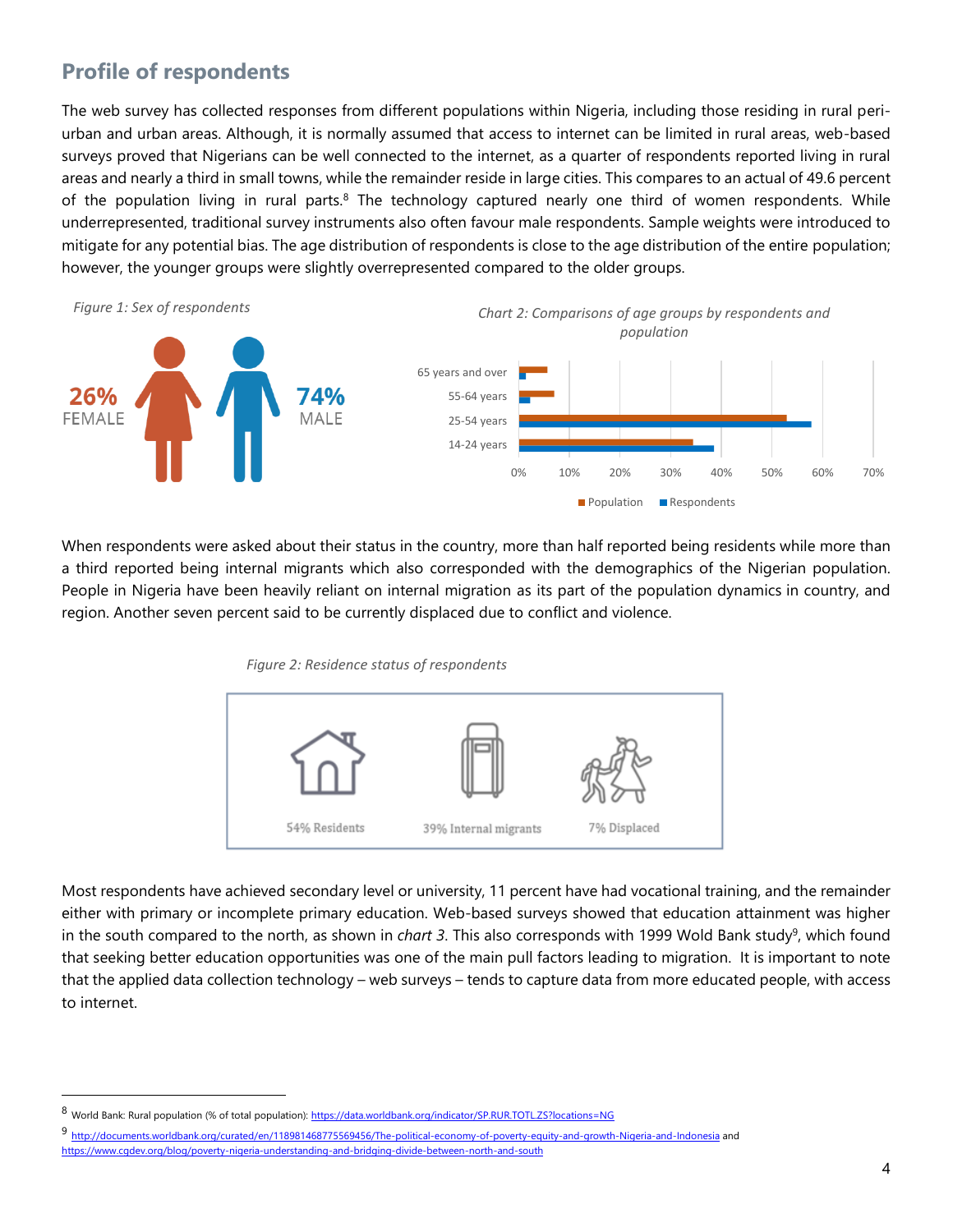## Profile of respondents

The web survey has collected responses from different populations within Nigeria, including those residing in rural peri-urban and urban areas. Although, it is normally assumed that access to internet can be limited in rural areas, web-based surveys proved that Nigerians can be well connected to the internet, as a quarter of respondents reported living in rural areas and nearly a third in small towns, while the remainder reside in large cities. This compares to an actual of 49.6 percent of the population living in rural parts.[8] The technology captured nearly one third of women respondents. While underrepresented, traditional survey instruments also often favour male respondents. Sample weights were introduced to mitigate for any potential bias. The age distribution of respondents is close to the age distribution of the entire population; however, the younger groups were slightly overrepresented compared to the older groups.

*Figure 1: Sex of respondents*

26% FEMALE

74% MALE

*Chart 2: Comparisons of age groups by respondents and population*

When respondents were asked about their status in the country, more than half reported being residents while more than a third reported being internal migrants which also corresponded with the demographics of the Nigerian population. People in Nigeria have been heavily reliant on internal migration as its part of the population dynamics in country, and region. Another seven percent said to be currently displaced due to conflict and violence.

*Figure 2: Residence status of respondents*

54% Residents

39% Internal migrants

7% Displaced

Most respondents have achieved secondary level or university, 11 percent have had vocational training, and the remainder either with primary or incomplete primary education. Web-based surveys showed that education attainment was higher in the south compared to the north, as shown in *chart 3*. This also corresponds with 1999 Wold Bank study[9], which found that seeking better education opportunities was one of the main pull factors leading to migration. It is important to note that the applied data collection technology – web surveys – tends to capture data from more educated people, with access to internet.

---

[8] World Bank: Rural population (% of total population): https://data.worldbank.org/indicator/SP.RUR.TOTL.ZS?locations=NG

[9] http://documents.worldbank.org/curated/en/118981468775569456/The-political-economy-of-poverty-equity-and-growth-Nigeria-and-Indonesia and https://www.cgdev.org/blog/poverty-nigeria-understanding-and-bridging-divide-between-north-and-south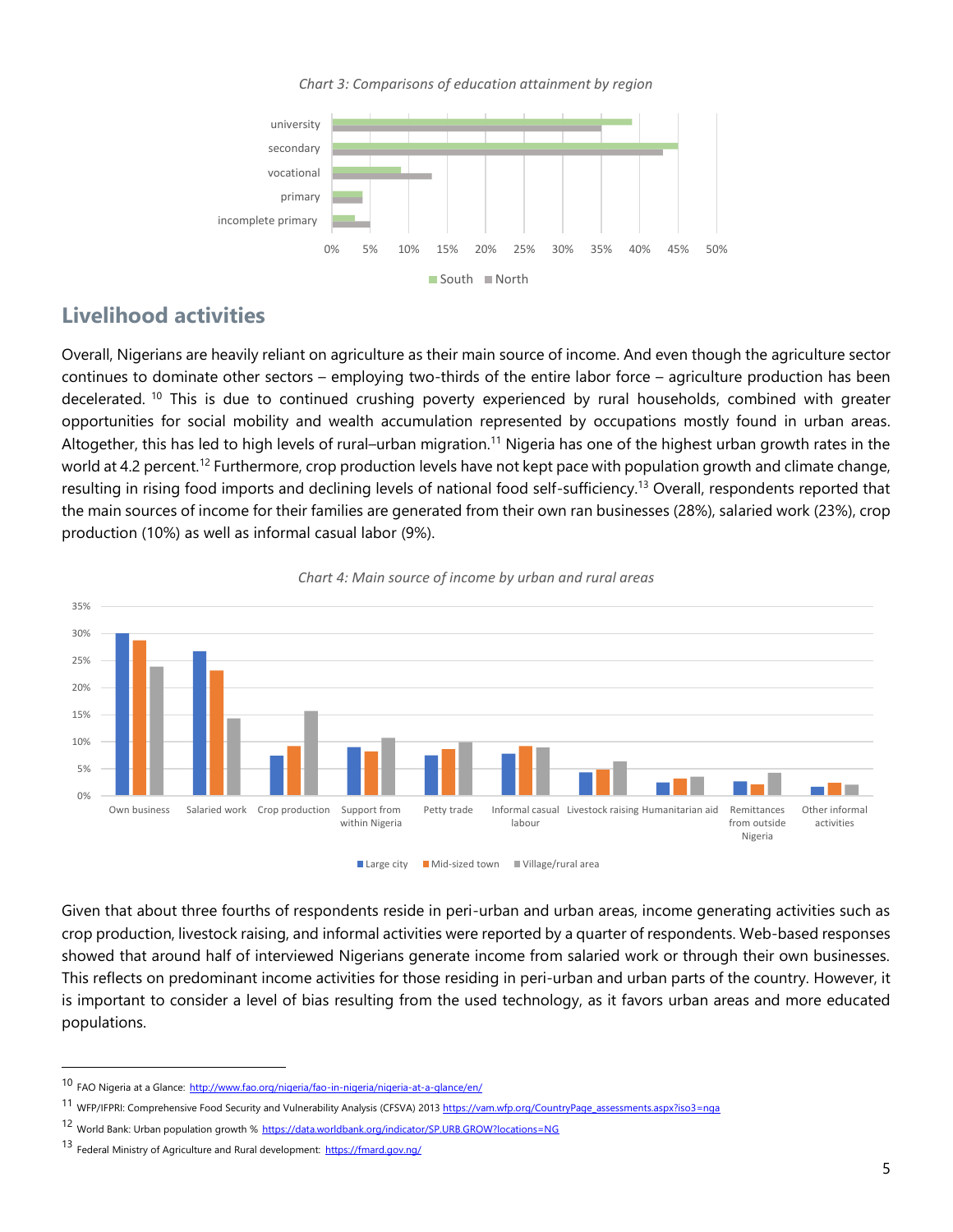*Chart 3: Comparisons of education attainment by region*

## Livelihood activities

Overall, Nigerians are heavily reliant on agriculture as their main source of income. And even though the agriculture sector continues to dominate other sectors – employing two-thirds of the entire labor force – agriculture production has been decelerated. [10] This is due to continued crushing poverty experienced by rural households, combined with greater opportunities for social mobility and wealth accumulation represented by occupations mostly found in urban areas. Altogether, this has led to high levels of rural–urban migration.[11] Nigeria has one of the highest urban growth rates in the world at 4.2 percent.[12] Furthermore, crop production levels have not kept pace with population growth and climate change, resulting in rising food imports and declining levels of national food self-sufficiency.[13] Overall, respondents reported that the main sources of income for their families are generated from their own ran businesses (28%), salaried work (23%), crop production (10%) as well as informal casual labor (9%).

*Chart 4: Main source of income by urban and rural areas*

Given that about three fourths of respondents reside in peri-urban and urban areas, income generating activities such as crop production, livestock raising, and informal activities were reported by a quarter of respondents. Web-based responses showed that around half of interviewed Nigerians generate income from salaried work or through their own businesses. This reflects on predominant income activities for those residing in peri-urban and urban parts of the country. However, it is important to consider a level of bias resulting from the used technology, as it favors urban areas and more educated populations.

---

[10] FAO Nigeria at a Glance: http://www.fao.org/nigeria/fao-in-nigeria/nigeria-at-a-glance/en/

[11] WFP/IFPRI: Comprehensive Food Security and Vulnerability Analysis (CFSVA) 2013 https://vam.wfp.org/CountryPage_assessments.aspx?iso3=nga

[12] World Bank: Urban population growth % https://data.worldbank.org/indicator/SP.URB.GROW?locations=NG

[13] Federal Ministry of Agriculture and Rural development: https://fmard.gov.ng/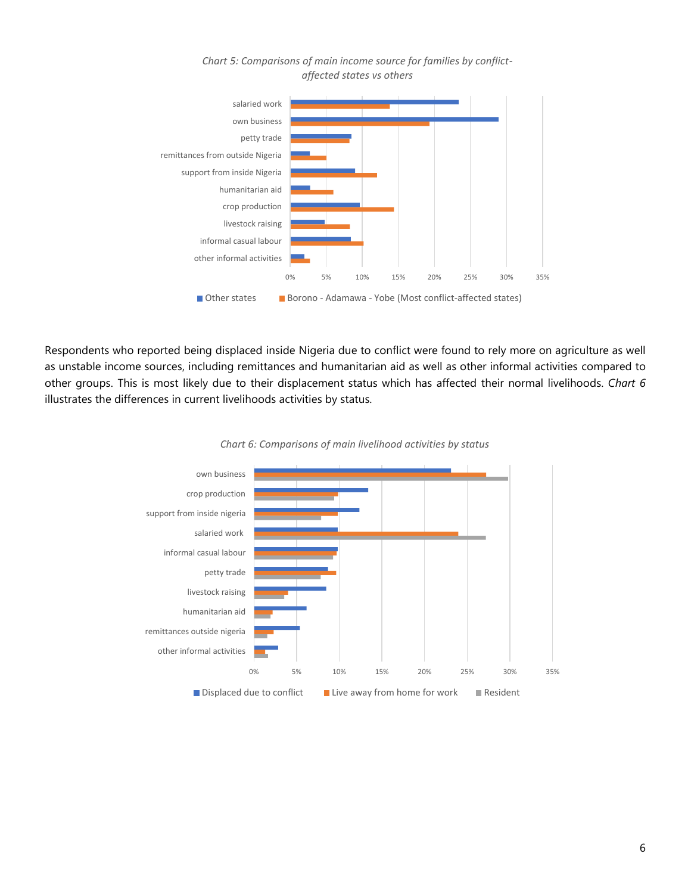*Chart 5: Comparisons of main income source for families by conflict-affected states vs others*

*Chart 6: Comparisons of main livelihood activities by status*

Respondents who reported being displaced inside Nigeria due to conflict were found to rely more on agriculture as well as unstable income sources, including remittances and humanitarian aid as well as other informal activities compared to other groups. This is most likely due to their displacement status which has affected their normal livelihoods. *Chart 6* illustrates the differences in current livelihoods activities by status.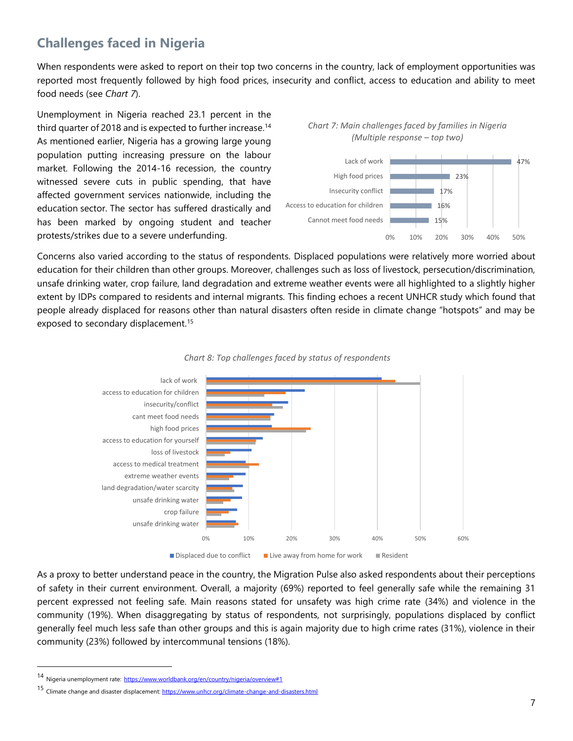## Challenges faced in Nigeria

When respondents were asked to report on their top two concerns in the country, lack of employment opportunities was reported most frequently followed by high food prices, insecurity and conflict, access to education and ability to meet food needs (see *Chart 7*).

Unemployment in Nigeria reached 23.1 percent in the third quarter of 2018 and is expected to further increase.[14] As mentioned earlier, Nigeria has a growing large young population putting increasing pressure on the labour market. Following the 2014-16 recession, the country witnessed severe cuts in public spending, that have affected government services nationwide, including the education sector. The sector has suffered drastically and has been marked by ongoing student and teacher protests/strikes due to a severe underfunding.

*Chart 7: Main challenges faced by families in Nigeria (Multiple response – top two)*

| Challenge | % |
|---|---|
| Lack of work | 47% |
| High food prices | 23% |
| Insecurity conflict | 17% |
| Access to education for children | 16% |
| Cannot meet food needs | 15% |

Concerns also varied according to the status of respondents. Displaced populations were relatively more worried about education for their children than other groups. Moreover, challenges such as loss of livestock, persecution/discrimination, unsafe drinking water, crop failure, land degradation and extreme weather events were all highlighted to a slightly higher extent by IDPs compared to residents and internal migrants. This finding echoes a recent UNHCR study which found that people already displaced for reasons other than natural disasters often reside in climate change "hotspots" and may be exposed to secondary displacement.[15]

*Chart 8: Top challenges faced by status of respondents*

Categories: lack of work; access to education for children; insecurity/conflict; cant meet food needs; high food prices; access to education for yourself; loss of livestock; access to medical treatment; extreme weather events; land degradation/water scarcity; unsafe drinking water; crop failure; unsafe drinking water

Legend: Displaced due to conflict; Live away from home for work; Resident

As a proxy to better understand peace in the country, the Migration Pulse also asked respondents about their perceptions of safety in their current environment. Overall, a majority (69%) reported to feel generally safe while the remaining 31 percent expressed not feeling safe. Main reasons stated for unsafety was high crime rate (34%) and violence in the community (19%). When disaggregating by status of respondents, not surprisingly, populations displaced by conflict generally feel much less safe than other groups and this is again majority due to high crime rates (31%), violence in their community (23%) followed by intercommunal tensions (18%).

---

[14] Nigeria unemployment rate: https://www.worldbank.org/en/country/nigeria/overview#1

[15] Climate change and disaster displacement: https://www.unhcr.org/climate-change-and-disasters.html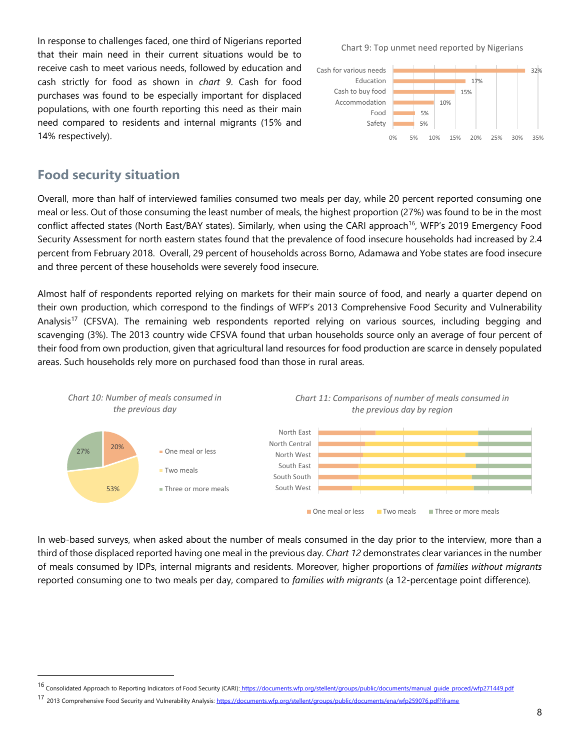In response to challenges faced, one third of Nigerians reported that their main need in their current situations would be to receive cash to meet various needs, followed by education and cash strictly for food as shown in *chart 9*. Cash for food purchases was found to be especially important for displaced populations, with one fourth reporting this need as their main need compared to residents and internal migrants (15% and 14% respectively).

Chart 9: Top unmet need reported by Nigerians

| Need | Percentage |
|---|---|
| Cash for various needs | 32% |
| Education | 17% |
| Cash to buy food | 15% |
| Accommodation | 10% |
| Food | 5% |
| Safety | 5% |

## Food security situation

Overall, more than half of interviewed families consumed two meals per day, while 20 percent reported consuming one meal or less. Out of those consuming the least number of meals, the highest proportion (27%) was found to be in the most conflict affected states (North East/BAY states). Similarly, when using the CARI approach[16], WFP's 2019 Emergency Food Security Assessment for north eastern states found that the prevalence of food insecure households had increased by 2.4 percent from February 2018. Overall, 29 percent of households across Borno, Adamawa and Yobe states are food insecure and three percent of these households were severely food insecure.

Almost half of respondents reported relying on markets for their main source of food, and nearly a quarter depend on their own production, which correspond to the findings of WFP's 2013 Comprehensive Food Security and Vulnerability Analysis[17] (CFSVA). The remaining web respondents reported relying on various sources, including begging and scavenging (3%). The 2013 country wide CFSVA found that urban households source only an average of four percent of their food from own production, given that agricultural land resources for food production are scarce in densely populated areas. Such households rely more on purchased food than those in rural areas.

*Chart 10: Number of meals consumed in the previous day*

| Meals | Percentage |
|---|---|
| One meal or less | 20% |
| Two meals | 53% |
| Three or more meals | 27% |

*Chart 11: Comparisons of number of meals consumed in the previous day by region*

Regions: North East, North Central, North West, South East, South South, South West (One meal or less / Two meals / Three or more meals)

In web-based surveys, when asked about the number of meals consumed in the day prior to the interview, more than a third of those displaced reported having one meal in the previous day. *Chart 12* demonstrates clear variances in the number of meals consumed by IDPs, internal migrants and residents. Moreover, higher proportions of *families without migrants* reported consuming one to two meals per day, compared to *families with migrants* (a 12-percentage point difference).

---

[16] Consolidated Approach to Reporting Indicators of Food Security (CARI): https://documents.wfp.org/stellent/groups/public/documents/manual_guide_proced/wfp271449.pdf

[17] 2013 Comprehensive Food Security and Vulnerability Analysis: https://documents.wfp.org/stellent/groups/public/documents/ena/wfp259076.pdf?iframe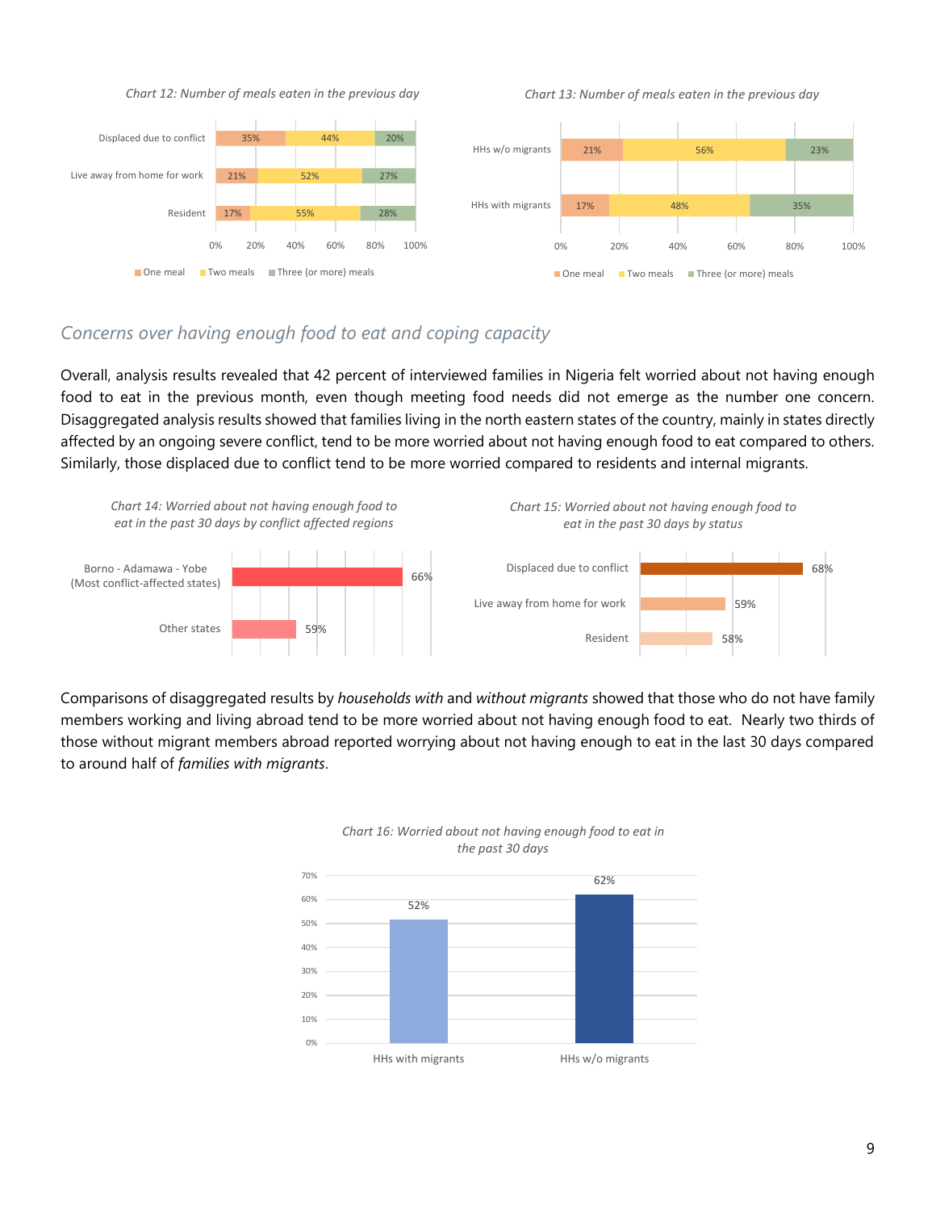*Chart 12: Number of meals eaten in the previous day*

| | One meal | Two meals | Three (or more) meals |
|---|---|---|---|
| Displaced due to conflict | 35% | 44% | 20% |
| Live away from home for work | 21% | 52% | 27% |
| Resident | 17% | 55% | 28% |

*Chart 13: Number of meals eaten in the previous day*

| | One meal | Two meals | Three (or more) meals |
|---|---|---|---|
| HHs w/o migrants | 21% | 56% | 23% |
| HHs with migrants | 17% | 48% | 35% |

## *Concerns over having enough food to eat and coping capacity*

Overall, analysis results revealed that 42 percent of interviewed families in Nigeria felt worried about not having enough food to eat in the previous month, even though meeting food needs did not emerge as the number one concern. Disaggregated analysis results showed that families living in the north eastern states of the country, mainly in states directly affected by an ongoing severe conflict, tend to be more worried about not having enough food to eat compared to others. Similarly, those displaced due to conflict tend to be more worried compared to residents and internal migrants.

*Chart 14: Worried about not having enough food to eat in the past 30 days by conflict affected regions*

| | |
|---|---|
| Borno - Adamawa - Yobe (Most conflict-affected states) | 66% |
| Other states | 59% |

*Chart 15: Worried about not having enough food to eat in the past 30 days by status*

| | |
|---|---|
| Displaced due to conflict | 68% |
| Live away from home for work | 59% |
| Resident | 58% |

Comparisons of disaggregated results by *households with* and *without migrants* showed that those who do not have family members working and living abroad tend to be more worried about not having enough food to eat. Nearly two thirds of those without migrant members abroad reported worrying about not having enough to eat in the last 30 days compared to around half of *families with migrants*.

*Chart 16: Worried about not having enough food to eat in the past 30 days*

| | |
|---|---|
| HHs with migrants | 52% |
| HHs w/o migrants | 62% |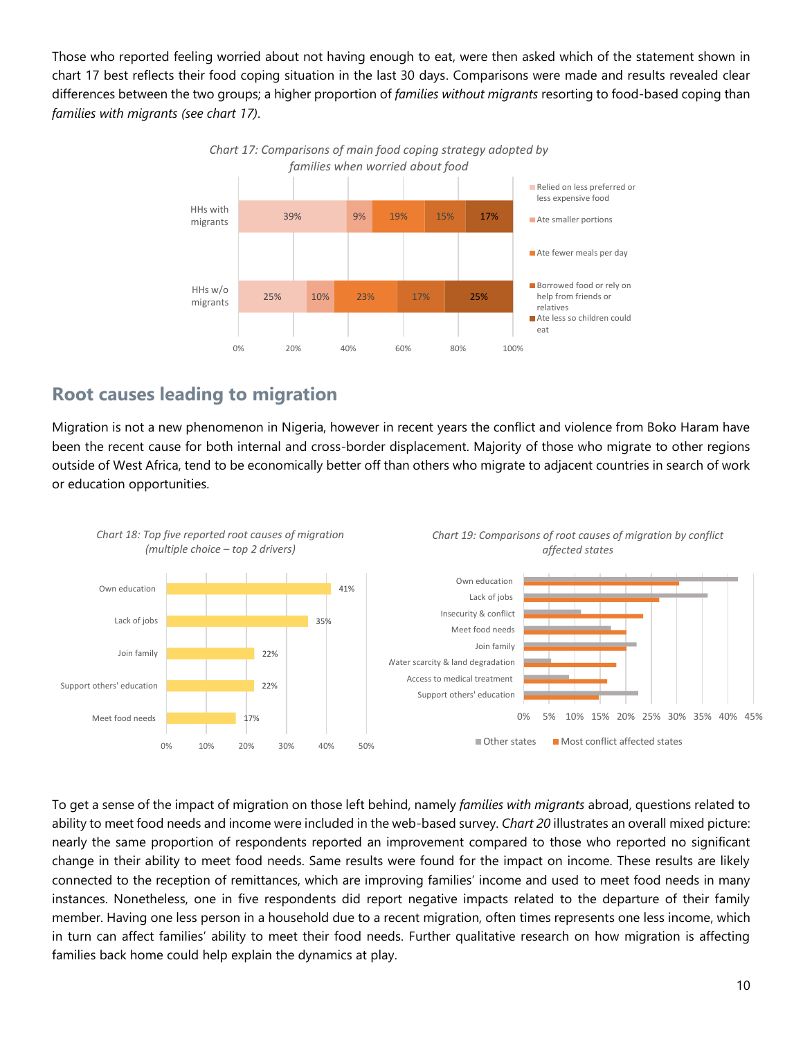Those who reported feeling worried about not having enough to eat, were then asked which of the statement shown in chart 17 best reflects their food coping situation in the last 30 days. Comparisons were made and results revealed clear differences between the two groups; a higher proportion of *families without migrants* resorting to food-based coping than *families with migrants (see chart 17)*.

*Chart 17: Comparisons of main food coping strategy adopted by families when worried about food*

| | Relied on less preferred or less expensive food | Ate smaller portions | Ate fewer meals per day | Borrowed food or rely on help from friends or relatives | Ate less so children could eat |
|---|---|---|---|---|---|
| HHs with migrants | 39% | 9% | 19% | 15% | 17% |
| HHs w/o migrants | 25% | 10% | 23% | 17% | 25% |

## Root causes leading to migration

Migration is not a new phenomenon in Nigeria, however in recent years the conflict and violence from Boko Haram have been the recent cause for both internal and cross-border displacement. Majority of those who migrate to other regions outside of West Africa, tend to be economically better off than others who migrate to adjacent countries in search of work or education opportunities.

*Chart 18: Top five reported root causes of migration (multiple choice – top 2 drivers)*

| Cause | % |
|---|---|
| Own education | 41% |
| Lack of jobs | 35% |
| Join family | 22% |
| Support others' education | 22% |
| Meet food needs | 17% |

*Chart 19: Comparisons of root causes of migration by conflict affected states*

Categories: Own education, Lack of jobs, Insecurity & conflict, Meet food needs, Join family, Water scarcity & land degradation, Access to medical treatment, Support others' education

Legend: Other states; Most conflict affected states

To get a sense of the impact of migration on those left behind, namely *families with migrants* abroad, questions related to ability to meet food needs and income were included in the web-based survey. *Chart 20* illustrates an overall mixed picture: nearly the same proportion of respondents reported an improvement compared to those who reported no significant change in their ability to meet food needs. Same results were found for the impact on income. These results are likely connected to the reception of remittances, which are improving families' income and used to meet food needs in many instances. Nonetheless, one in five respondents did report negative impacts related to the departure of their family member. Having one less person in a household due to a recent migration, often times represents one less income, which in turn can affect families' ability to meet their food needs. Further qualitative research on how migration is affecting families back home could help explain the dynamics at play.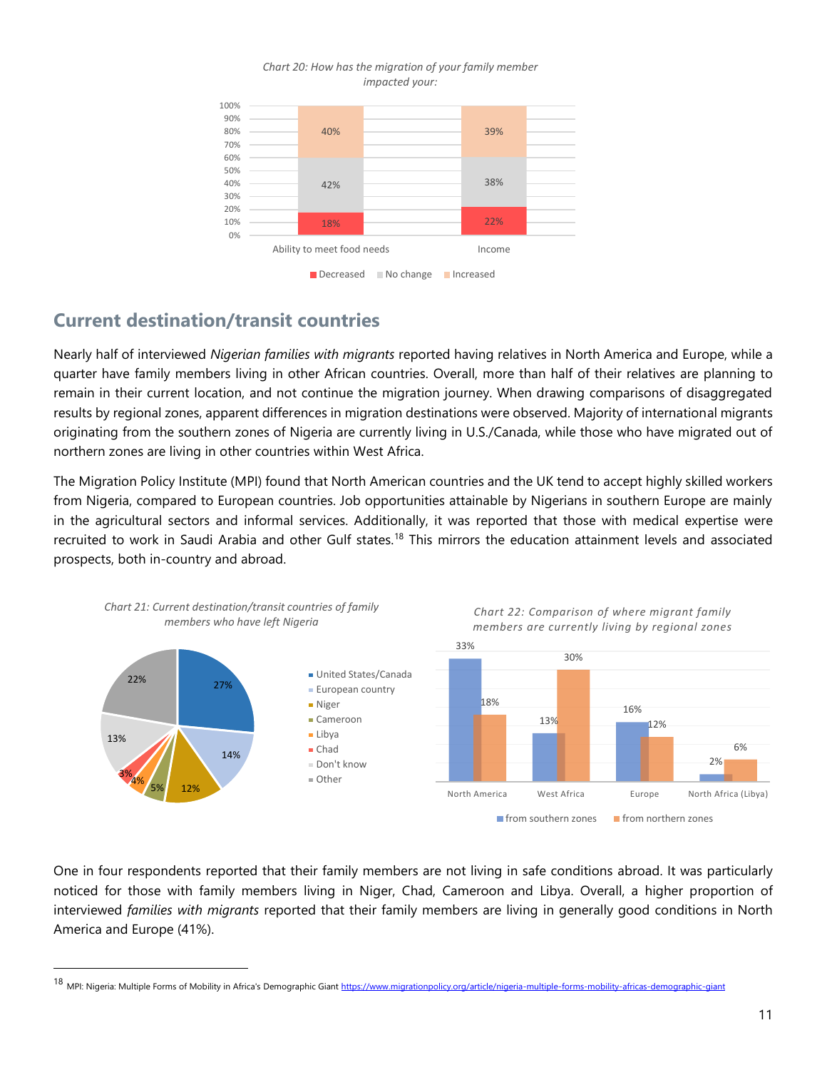*Chart 20: How has the migration of your family member impacted your:*

| | Decreased | No change | Increased |
|---|---|---|---|
| Ability to meet food needs | 18% | 42% | 40% |
| Income | 22% | 38% | 39% |

## Current destination/transit countries

Nearly half of interviewed *Nigerian families with migrants* reported having relatives in North America and Europe, while a quarter have family members living in other African countries. Overall, more than half of their relatives are planning to remain in their current location, and not continue the migration journey. When drawing comparisons of disaggregated results by regional zones, apparent differences in migration destinations were observed. Majority of international migrants originating from the southern zones of Nigeria are currently living in U.S./Canada, while those who have migrated out of northern zones are living in other countries within West Africa.

The Migration Policy Institute (MPI) found that North American countries and the UK tend to accept highly skilled workers from Nigeria, compared to European countries. Job opportunities attainable by Nigerians in southern Europe are mainly in the agricultural sectors and informal services. Additionally, it was reported that those with medical expertise were recruited to work in Saudi Arabia and other Gulf states.[18] This mirrors the education attainment levels and associated prospects, both in-country and abroad.

*Chart 21: Current destination/transit countries of family members who have left Nigeria*

| Country | % |
|---|---|
| United States/Canada | 27% |
| European country | 14% |
| Niger | 12% |
| Cameroon | 5% |
| Libya | 4% |
| Chad | 3% |
| Don't know | 13% |
| Other | 22% |

*Chart 22: Comparison of where migrant family members are currently living by regional zones*

| | from southern zones | from northern zones |
|---|---|---|
| North America | 33% | 18% |
| West Africa | 13% | 30% |
| Europe | 16% | 12% |
| North Africa (Libya) | 2% | 6% |

One in four respondents reported that their family members are not living in safe conditions abroad. It was particularly noticed for those with family members living in Niger, Chad, Cameroon and Libya. Overall, a higher proportion of interviewed *families with migrants* reported that their family members are living in generally good conditions in North America and Europe (41%).

[18] MPI: Nigeria: Multiple Forms of Mobility in Africa's Demographic Giant https://www.migrationpolicy.org/article/nigeria-multiple-forms-mobility-africas-demographic-giant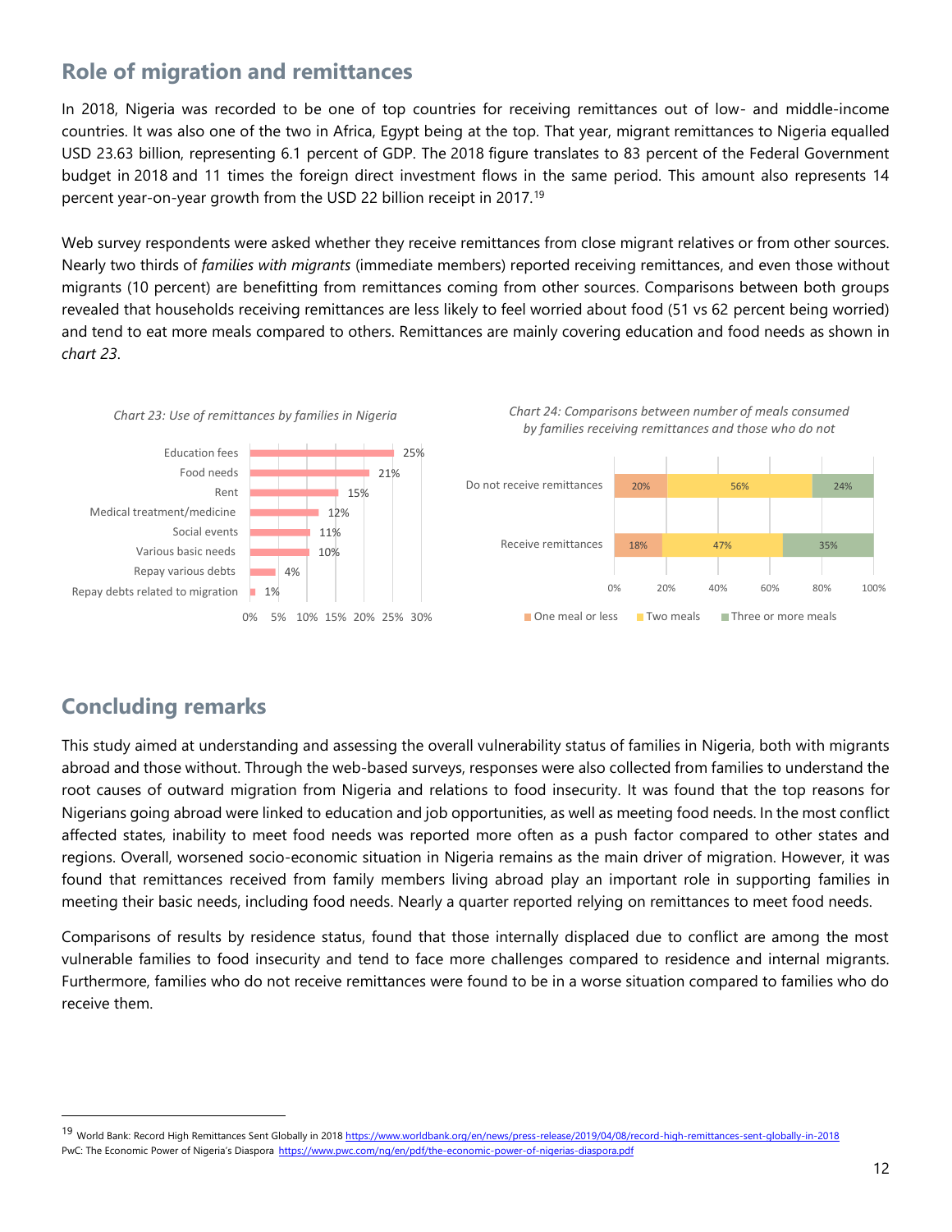## Role of migration and remittances

In 2018, Nigeria was recorded to be one of top countries for receiving remittances out of low- and middle-income countries. It was also one of the two in Africa, Egypt being at the top. That year, migrant remittances to Nigeria equalled USD 23.63 billion, representing 6.1 percent of GDP. The 2018 figure translates to 83 percent of the Federal Government budget in 2018 and 11 times the foreign direct investment flows in the same period. This amount also represents 14 percent year-on-year growth from the USD 22 billion receipt in 2017.[19]

Web survey respondents were asked whether they receive remittances from close migrant relatives or from other sources. Nearly two thirds of *families with migrants* (immediate members) reported receiving remittances, and even those without migrants (10 percent) are benefitting from remittances coming from other sources. Comparisons between both groups revealed that households receiving remittances are less likely to feel worried about food (51 vs 62 percent being worried) and tend to eat more meals compared to others. Remittances are mainly covering education and food needs as shown in *chart 23*.

*Chart 23: Use of remittances by families in Nigeria*

| Use | Percent |
|---|---|
| Education fees | 25% |
| Food needs | 21% |
| Rent | 15% |
| Medical treatment/medicine | 12% |
| Social events | 11% |
| Various basic needs | 10% |
| Repay various debts | 4% |
| Repay debts related to migration | 1% |

*Chart 24: Comparisons between number of meals consumed by families receiving remittances and those who do not*

| | One meal or less | Two meals | Three or more meals |
|---|---|---|---|
| Do not receive remittances | 20% | 56% | 24% |
| Receive remittances | 18% | 47% | 35% |

## Concluding remarks

This study aimed at understanding and assessing the overall vulnerability status of families in Nigeria, both with migrants abroad and those without. Through the web-based surveys, responses were also collected from families to understand the root causes of outward migration from Nigeria and relations to food insecurity. It was found that the top reasons for Nigerians going abroad were linked to education and job opportunities, as well as meeting food needs. In the most conflict affected states, inability to meet food needs was reported more often as a push factor compared to other states and regions. Overall, worsened socio-economic situation in Nigeria remains as the main driver of migration. However, it was found that remittances received from family members living abroad play an important role in supporting families in meeting their basic needs, including food needs. Nearly a quarter reported relying on remittances to meet food needs.

Comparisons of results by residence status, found that those internally displaced due to conflict are among the most vulnerable families to food insecurity and tend to face more challenges compared to residence and internal migrants. Furthermore, families who do not receive remittances were found to be in a worse situation compared to families who do receive them.

---

[19] World Bank: Record High Remittances Sent Globally in 2018 https://www.worldbank.org/en/news/press-release/2019/04/08/record-high-remittances-sent-globally-in-2018
PwC: The Economic Power of Nigeria's Diaspora https://www.pwc.com/ng/en/pdf/the-economic-power-of-nigerias-diaspora.pdf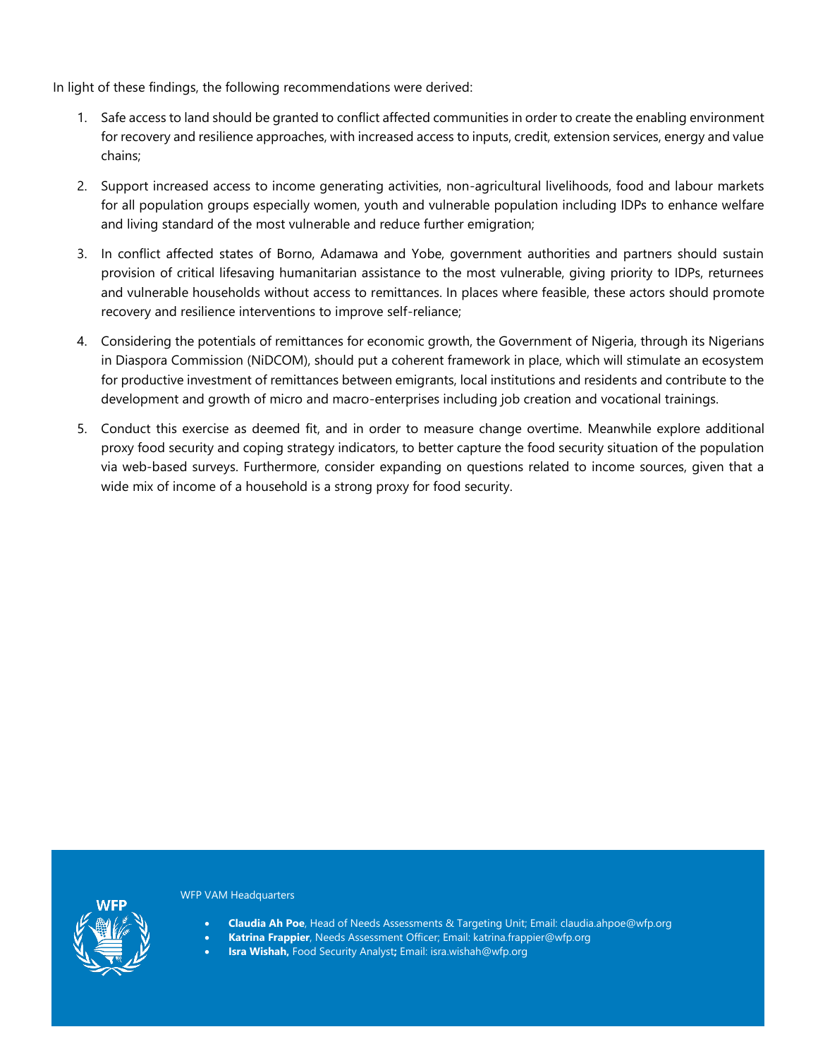In light of these findings, the following recommendations were derived:

1. Safe access to land should be granted to conflict affected communities in order to create the enabling environment for recovery and resilience approaches, with increased access to inputs, credit, extension services, energy and value chains;

2. Support increased access to income generating activities, non-agricultural livelihoods, food and labour markets for all population groups especially women, youth and vulnerable population including IDPs to enhance welfare and living standard of the most vulnerable and reduce further emigration;

3. In conflict affected states of Borno, Adamawa and Yobe, government authorities and partners should sustain provision of critical lifesaving humanitarian assistance to the most vulnerable, giving priority to IDPs, returnees and vulnerable households without access to remittances. In places where feasible, these actors should promote recovery and resilience interventions to improve self-reliance;

4. Considering the potentials of remittances for economic growth, the Government of Nigeria, through its Nigerians in Diaspora Commission (NiDCOM), should put a coherent framework in place, which will stimulate an ecosystem for productive investment of remittances between emigrants, local institutions and residents and contribute to the development and growth of micro and macro-enterprises including job creation and vocational trainings.

5. Conduct this exercise as deemed fit, and in order to measure change overtime. Meanwhile explore additional proxy food security and coping strategy indicators, to better capture the food security situation of the population via web-based surveys. Furthermore, consider expanding on questions related to income sources, given that a wide mix of income of a household is a strong proxy for food security.

WFP

WFP VAM Headquarters

- **Claudia Ah Poe**, Head of Needs Assessments & Targeting Unit; Email: claudia.ahpoe@wfp.org
- **Katrina Frappier**, Needs Assessment Officer; Email: katrina.frappier@wfp.org
- **Isra Wishah,** Food Security Analyst**;** Email: isra.wishah@wfp.org